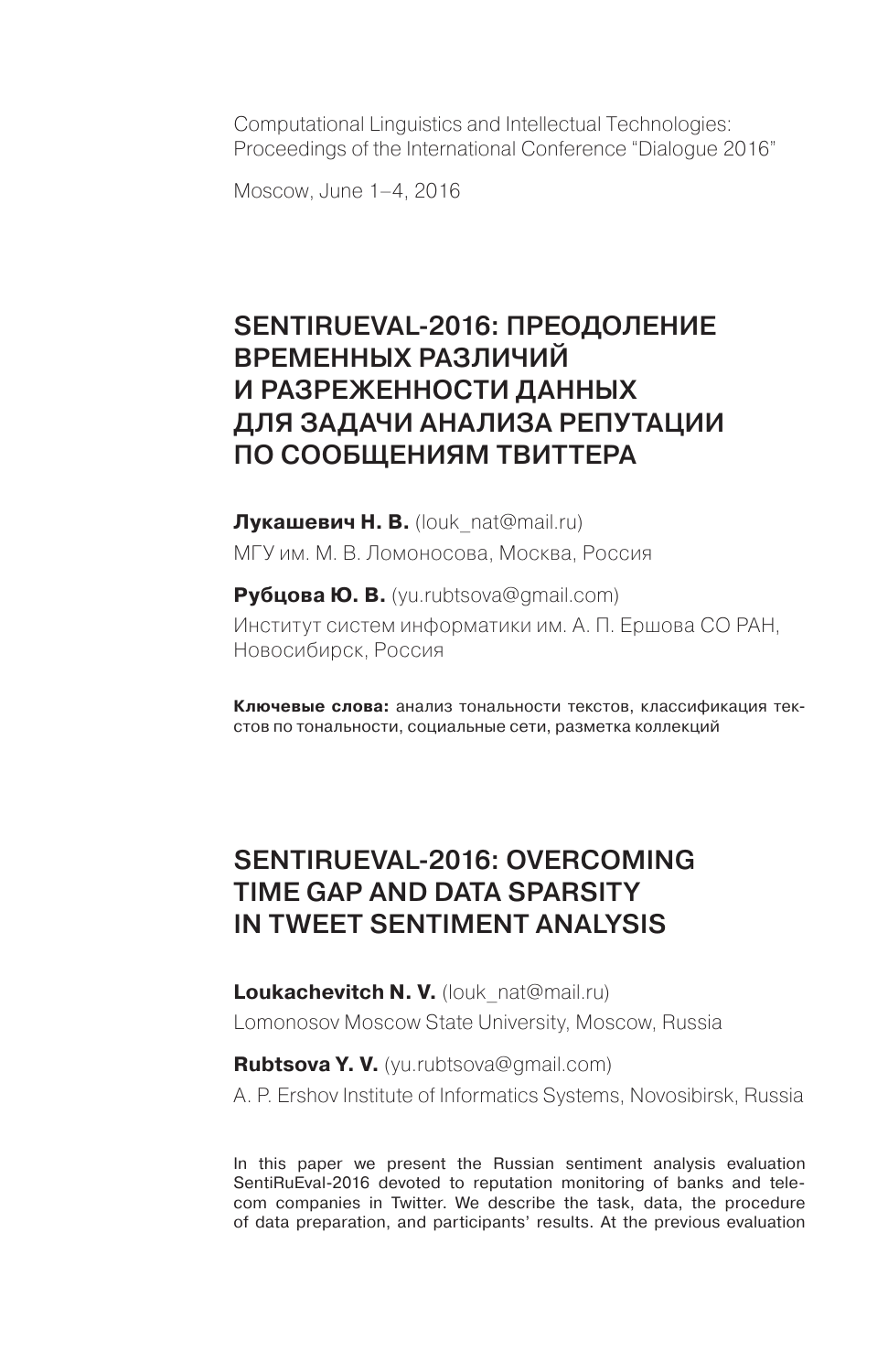Computational Linguistics and Intellectual Technologies:
Proceedings of the International Conference "Dialogue 2016"

Moscow, June 1–4, 2016

# SENTIRUEVAL-2016: ПРЕОДОЛЕНИЕ ВРЕМЕННЫХ РАЗЛИЧИЙ И РАЗРЕЖЕННОСТИ ДАННЫХ ДЛЯ ЗАДАЧИ АНАЛИЗА РЕПУТАЦИИ ПО СООБЩЕНИЯМ ТВИТТЕРА

**Лукашевич Н. В.** (louk_nat@mail.ru)

МГУ им. М. В. Ломоносова, Москва, Россия

**Рубцова Ю. В.** (yu.rubtsova@gmail.com)

Институт систем информатики им. А. П. Ершова СО РАН, Новосибирск, Россия

**Ключевые слова:** анализ тональности текстов, классификация текстов по тональности, социальные сети, разметка коллекций

# SENTIRUEVAL-2016: OVERCOMING TIME GAP AND DATA SPARSITY IN TWEET SENTIMENT ANALYSIS

**Loukachevitch N. V.** (louk_nat@mail.ru)

Lomonosov Moscow State University, Moscow, Russia

**Rubtsova Y. V.** (yu.rubtsova@gmail.com)

A. P. Ershov Institute of Informatics Systems, Novosibirsk, Russia

In this paper we present the Russian sentiment analysis evaluation SentiRuEval-2016 devoted to reputation monitoring of banks and telecom companies in Twitter. We describe the task, data, the procedure of data preparation, and participants' results. At the previous evaluation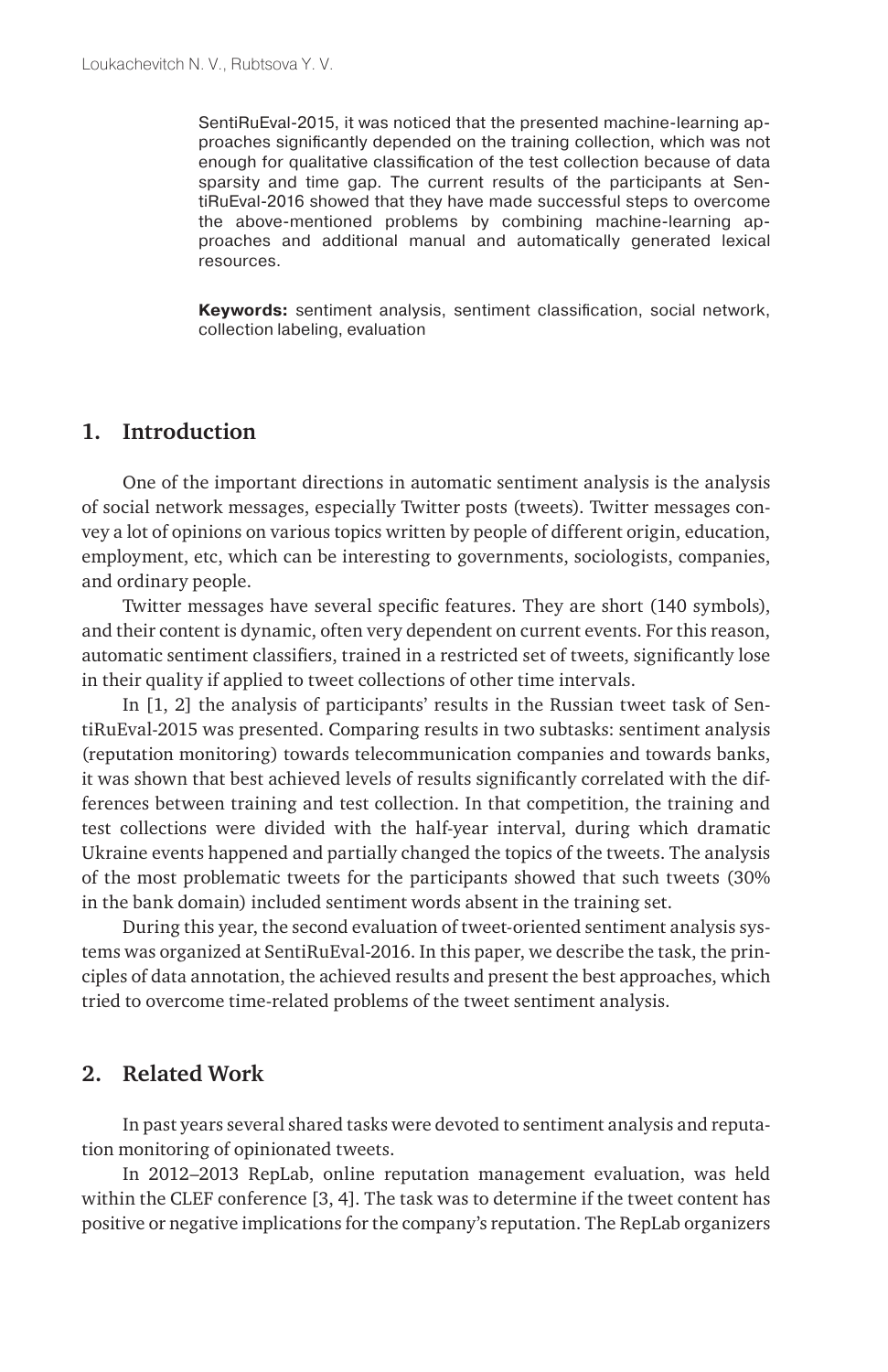SentiRuEval-2015, it was noticed that the presented machine-learning approaches significantly depended on the training collection, which was not enough for qualitative classification of the test collection because of data sparsity and time gap. The current results of the participants at SentiRuEval-2016 showed that they have made successful steps to overcome the above-mentioned problems by combining machine-learning approaches and additional manual and automatically generated lexical resources.

**Keywords:** sentiment analysis, sentiment classification, social network, collection labeling, evaluation

## 1. Introduction

One of the important directions in automatic sentiment analysis is the analysis of social network messages, especially Twitter posts (tweets). Twitter messages convey a lot of opinions on various topics written by people of different origin, education, employment, etc, which can be interesting to governments, sociologists, companies, and ordinary people.

Twitter messages have several specific features. They are short (140 symbols), and their content is dynamic, often very dependent on current events. For this reason, automatic sentiment classifiers, trained in a restricted set of tweets, significantly lose in their quality if applied to tweet collections of other time intervals.

In [1, 2] the analysis of participants' results in the Russian tweet task of SentiRuEval-2015 was presented. Comparing results in two subtasks: sentiment analysis (reputation monitoring) towards telecommunication companies and towards banks, it was shown that best achieved levels of results significantly correlated with the differences between training and test collection. In that competition, the training and test collections were divided with the half-year interval, during which dramatic Ukraine events happened and partially changed the topics of the tweets. The analysis of the most problematic tweets for the participants showed that such tweets (30% in the bank domain) included sentiment words absent in the training set.

During this year, the second evaluation of tweet-oriented sentiment analysis systems was organized at SentiRuEval-2016. In this paper, we describe the task, the principles of data annotation, the achieved results and present the best approaches, which tried to overcome time-related problems of the tweet sentiment analysis.

## 2. Related Work

In past years several shared tasks were devoted to sentiment analysis and reputation monitoring of opinionated tweets.

In 2012–2013 RepLab, online reputation management evaluation, was held within the CLEF conference [3, 4]. The task was to determine if the tweet content has positive or negative implications for the company's reputation. The RepLab organizers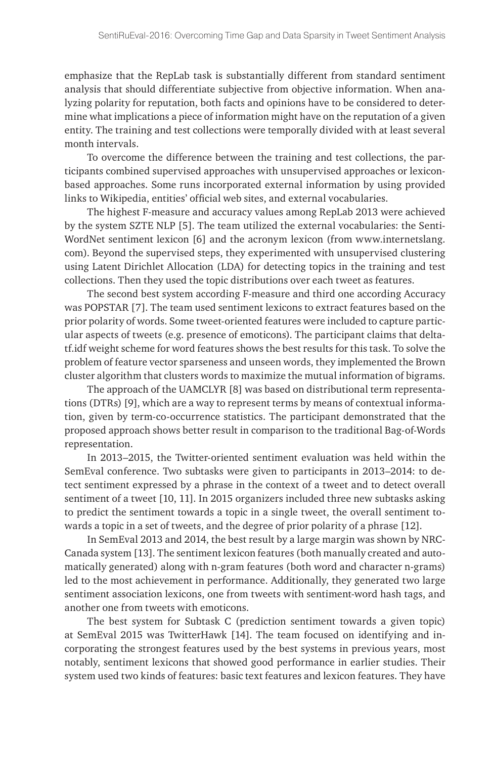emphasize that the RepLab task is substantially different from standard sentiment analysis that should differentiate subjective from objective information. When analyzing polarity for reputation, both facts and opinions have to be considered to determine what implications a piece of information might have on the reputation of a given entity. The training and test collections were temporally divided with at least several month intervals.

To overcome the difference between the training and test collections, the participants combined supervised approaches with unsupervised approaches or lexicon-based approaches. Some runs incorporated external information by using provided links to Wikipedia, entities' official web sites, and external vocabularies.

The highest F-measure and accuracy values among RepLab 2013 were achieved by the system SZTE NLP [5]. The team utilized the external vocabularies: the SentiWordNet sentiment lexicon [6] and the acronym lexicon (from www.internetslang.com). Beyond the supervised steps, they experimented with unsupervised clustering using Latent Dirichlet Allocation (LDA) for detecting topics in the training and test collections. Then they used the topic distributions over each tweet as features.

The second best system according F-measure and third one according Accuracy was POPSTAR [7]. The team used sentiment lexicons to extract features based on the prior polarity of words. Some tweet-oriented features were included to capture particular aspects of tweets (e.g. presence of emoticons). The participant claims that delta-tf.idf weight scheme for word features shows the best results for this task. To solve the problem of feature vector sparseness and unseen words, they implemented the Brown cluster algorithm that clusters words to maximize the mutual information of bigrams.

The approach of the UAMCLYR [8] was based on distributional term representations (DTRs) [9], which are a way to represent terms by means of contextual information, given by term-co-occurrence statistics. The participant demonstrated that the proposed approach shows better result in comparison to the traditional Bag-of-Words representation.

In 2013–2015, the Twitter-oriented sentiment evaluation was held within the SemEval conference. Two subtasks were given to participants in 2013–2014: to detect sentiment expressed by a phrase in the context of a tweet and to detect overall sentiment of a tweet [10, 11]. In 2015 organizers included three new subtasks asking to predict the sentiment towards a topic in a single tweet, the overall sentiment towards a topic in a set of tweets, and the degree of prior polarity of a phrase [12].

In SemEval 2013 and 2014, the best result by a large margin was shown by NRC-Canada system [13]. The sentiment lexicon features (both manually created and automatically generated) along with n-gram features (both word and character n-grams) led to the most achievement in performance. Additionally, they generated two large sentiment association lexicons, one from tweets with sentiment-word hash tags, and another one from tweets with emoticons.

The best system for Subtask C (prediction sentiment towards a given topic) at SemEval 2015 was TwitterHawk [14]. The team focused on identifying and incorporating the strongest features used by the best systems in previous years, most notably, sentiment lexicons that showed good performance in earlier studies. Their system used two kinds of features: basic text features and lexicon features. They have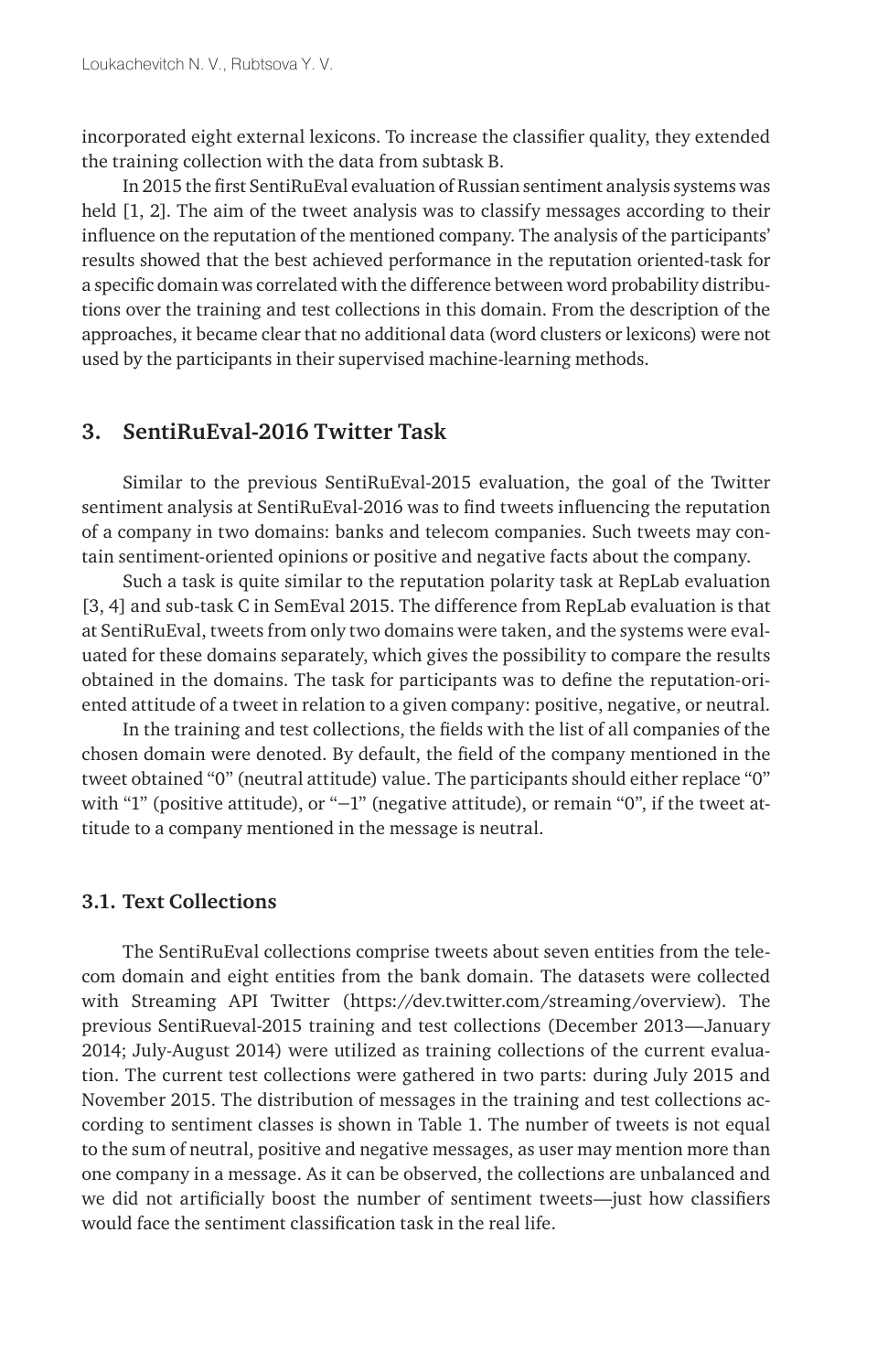incorporated eight external lexicons. To increase the classifier quality, they extended the training collection with the data from subtask B.

In 2015 the first SentiRuEval evaluation of Russian sentiment analysis systems was held [1, 2]. The aim of the tweet analysis was to classify messages according to their influence on the reputation of the mentioned company. The analysis of the participants' results showed that the best achieved performance in the reputation oriented-task for a specific domain was correlated with the difference between word probability distributions over the training and test collections in this domain. From the description of the approaches, it became clear that no additional data (word clusters or lexicons) were not used by the participants in their supervised machine-learning methods.

## 3. SentiRuEval-2016 Twitter Task

Similar to the previous SentiRuEval-2015 evaluation, the goal of the Twitter sentiment analysis at SentiRuEval-2016 was to find tweets influencing the reputation of a company in two domains: banks and telecom companies. Such tweets may contain sentiment-oriented opinions or positive and negative facts about the company.

Such a task is quite similar to the reputation polarity task at RepLab evaluation [3, 4] and sub-task C in SemEval 2015. The difference from RepLab evaluation is that at SentiRuEval, tweets from only two domains were taken, and the systems were evaluated for these domains separately, which gives the possibility to compare the results obtained in the domains. The task for participants was to define the reputation-oriented attitude of a tweet in relation to a given company: positive, negative, or neutral.

In the training and test collections, the fields with the list of all companies of the chosen domain were denoted. By default, the field of the company mentioned in the tweet obtained "0" (neutral attitude) value. The participants should either replace "0" with "1" (positive attitude), or "−1" (negative attitude), or remain "0", if the tweet attitude to a company mentioned in the message is neutral.

### 3.1. Text Collections

The SentiRuEval collections comprise tweets about seven entities from the telecom domain and eight entities from the bank domain. The datasets were collected with Streaming API Twitter (https://dev.twitter.com/streaming/overview). The previous SentiRueval-2015 training and test collections (December 2013—January 2014; July-August 2014) were utilized as training collections of the current evaluation. The current test collections were gathered in two parts: during July 2015 and November 2015. The distribution of messages in the training and test collections according to sentiment classes is shown in Table 1. The number of tweets is not equal to the sum of neutral, positive and negative messages, as user may mention more than one company in a message. As it can be observed, the collections are unbalanced and we did not artificially boost the number of sentiment tweets—just how classifiers would face the sentiment classification task in the real life.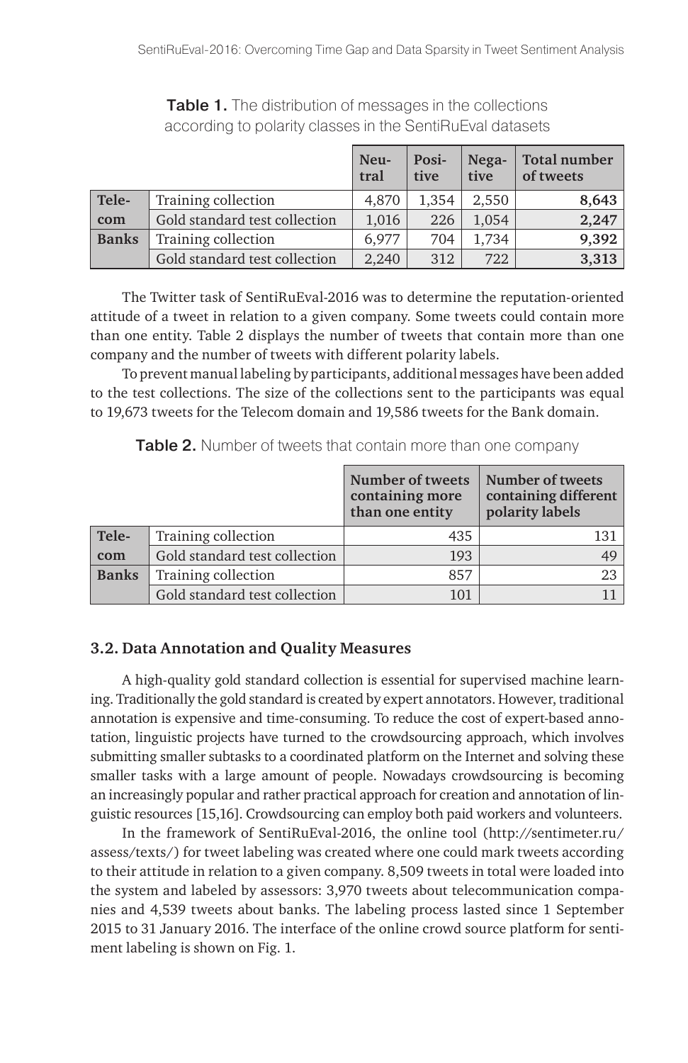**Table 1.** The distribution of messages in the collections according to polarity classes in the SentiRuEval datasets

| | | Neutral | Positive | Negative | Total number of tweets |
|---|---|---|---|---|---|
| Telecom | Training collection | 4,870 | 1,354 | 2,550 | **8,643** |
| | Gold standard test collection | 1,016 | 226 | 1,054 | **2,247** |
| Banks | Training collection | 6,977 | 704 | 1,734 | **9,392** |
| | Gold standard test collection | 2,240 | 312 | 722 | **3,313** |

The Twitter task of SentiRuEval-2016 was to determine the reputation-oriented attitude of a tweet in relation to a given company. Some tweets could contain more than one entity. Table 2 displays the number of tweets that contain more than one company and the number of tweets with different polarity labels.

To prevent manual labeling by participants, additional messages have been added to the test collections. The size of the collections sent to the participants was equal to 19,673 tweets for the Telecom domain and 19,586 tweets for the Bank domain.

**Table 2.** Number of tweets that contain more than one company

| | | Number of tweets containing more than one entity | Number of tweets containing different polarity labels |
|---|---|---|---|
| Telecom | Training collection | 435 | 131 |
| | Gold standard test collection | 193 | 49 |
| Banks | Training collection | 857 | 23 |
| | Gold standard test collection | 101 | 11 |

### 3.2. Data Annotation and Quality Measures

A high-quality gold standard collection is essential for supervised machine learning. Traditionally the gold standard is created by expert annotators. However, traditional annotation is expensive and time-consuming. To reduce the cost of expert-based annotation, linguistic projects have turned to the crowdsourcing approach, which involves submitting smaller subtasks to a coordinated platform on the Internet and solving these smaller tasks with a large amount of people. Nowadays crowdsourcing is becoming an increasingly popular and rather practical approach for creation and annotation of linguistic resources [15,16]. Crowdsourcing can employ both paid workers and volunteers.

In the framework of SentiRuEval-2016, the online tool (http://sentimeter.ru/assess/texts/) for tweet labeling was created where one could mark tweets according to their attitude in relation to a given company. 8,509 tweets in total were loaded into the system and labeled by assessors: 3,970 tweets about telecommunication companies and 4,539 tweets about banks. The labeling process lasted since 1 September 2015 to 31 January 2016. The interface of the online crowd source platform for sentiment labeling is shown on Fig. 1.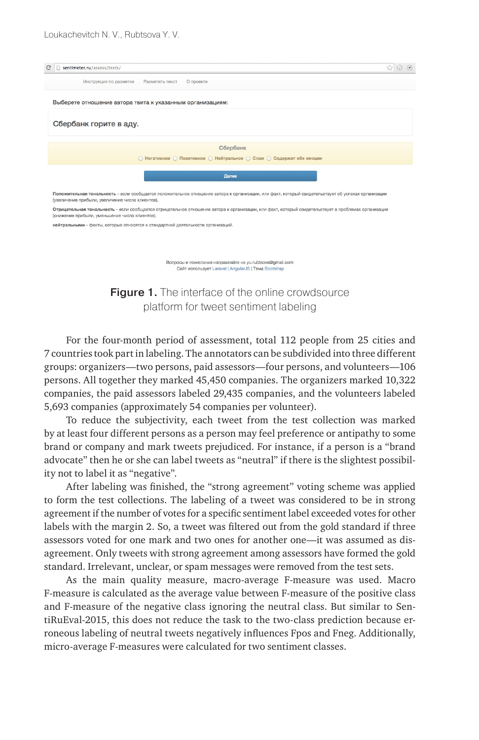**Figure 1.** The interface of the online crowdsource platform for tweet sentiment labeling

For the four-month period of assessment, total 112 people from 25 cities and 7 countries took part in labeling. The annotators can be subdivided into three different groups: organizers—two persons, paid assessors—four persons, and volunteers—106 persons. All together they marked 45,450 companies. The organizers marked 10,322 companies, the paid assessors labeled 29,435 companies, and the volunteers labeled 5,693 companies (approximately 54 companies per volunteer).

To reduce the subjectivity, each tweet from the test collection was marked by at least four different persons as a person may feel preference or antipathy to some brand or company and mark tweets prejudiced. For instance, if a person is a "brand advocate" then he or she can label tweets as "neutral" if there is the slightest possibility not to label it as "negative".

After labeling was finished, the "strong agreement" voting scheme was applied to form the test collections. The labeling of a tweet was considered to be in strong agreement if the number of votes for a specific sentiment label exceeded votes for other labels with the margin 2. So, a tweet was filtered out from the gold standard if three assessors voted for one mark and two ones for another one—it was assumed as disagreement. Only tweets with strong agreement among assessors have formed the gold standard. Irrelevant, unclear, or spam messages were removed from the test sets.

As the main quality measure, macro-average F-measure was used. Macro F-measure is calculated as the average value between F-measure of the positive class and F-measure of the negative class ignoring the neutral class. But similar to SentiRuEval-2015, this does not reduce the task to the two-class prediction because erroneous labeling of neutral tweets negatively influences Fpos and Fneg. Additionally, micro-average F-measures were calculated for two sentiment classes.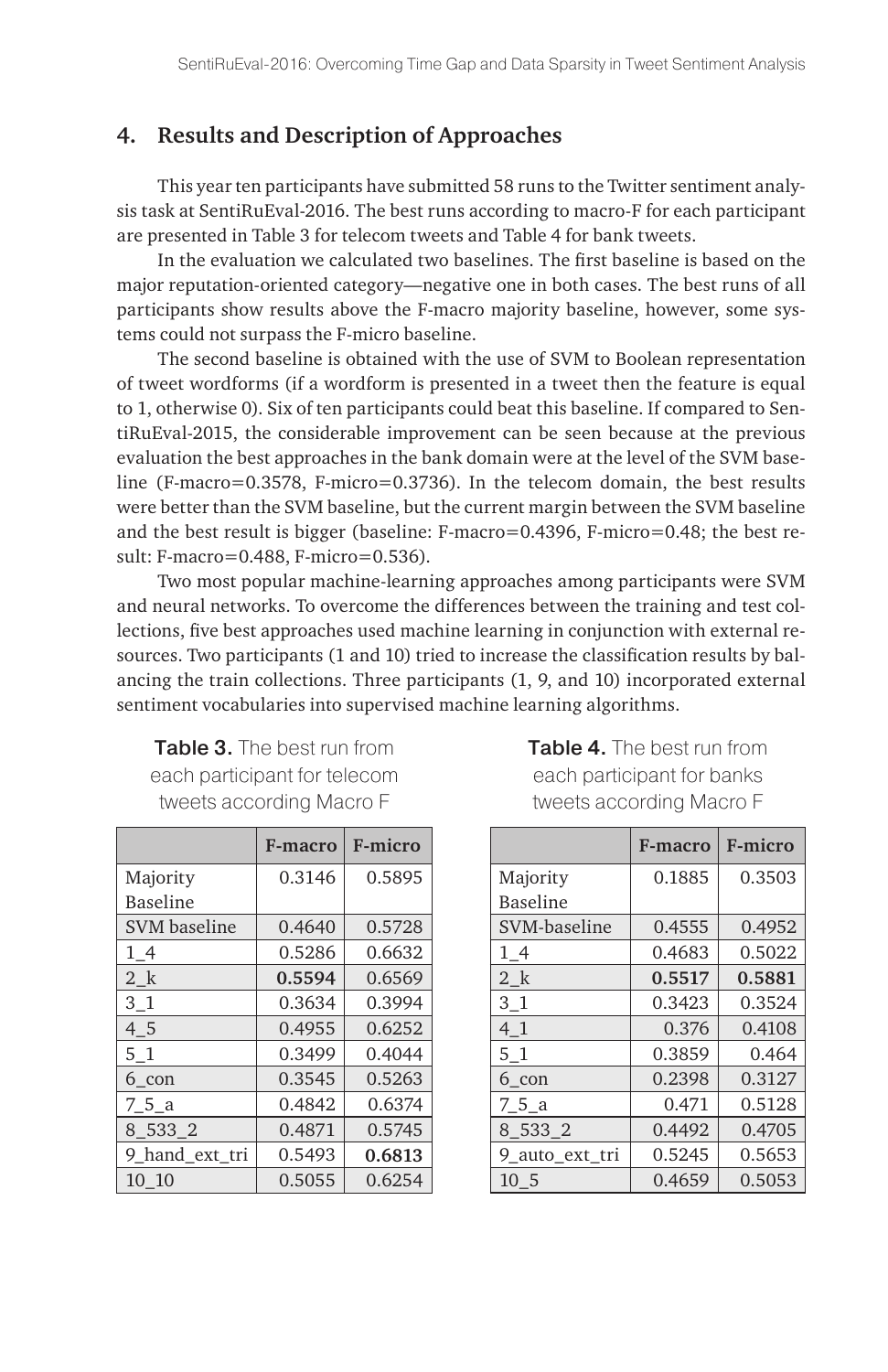## 4. Results and Description of Approaches

This year ten participants have submitted 58 runs to the Twitter sentiment analysis task at SentiRuEval-2016. The best runs according to macro-F for each participant are presented in Table 3 for telecom tweets and Table 4 for bank tweets.

In the evaluation we calculated two baselines. The first baseline is based on the major reputation-oriented category—negative one in both cases. The best runs of all participants show results above the F-macro majority baseline, however, some systems could not surpass the F-micro baseline.

The second baseline is obtained with the use of SVM to Boolean representation of tweet wordforms (if a wordform is presented in a tweet then the feature is equal to 1, otherwise 0). Six of ten participants could beat this baseline. If compared to SentiRuEval-2015, the considerable improvement can be seen because at the previous evaluation the best approaches in the bank domain were at the level of the SVM baseline (F-macro=0.3578, F-micro=0.3736). In the telecom domain, the best results were better than the SVM baseline, but the current margin between the SVM baseline and the best result is bigger (baseline: F-macro=0.4396, F-micro=0.48; the best result: F-macro=0.488, F-micro=0.536).

Two most popular machine-learning approaches among participants were SVM and neural networks. To overcome the differences between the training and test collections, five best approaches used machine learning in conjunction with external resources. Two participants (1 and 10) tried to increase the classification results by balancing the train collections. Three participants (1, 9, and 10) incorporated external sentiment vocabularies into supervised machine learning algorithms.

**Table 3.** The best run from each participant for telecom tweets according Macro F

| | F-macro | F-micro |
|---|---|---|
| Majority Baseline | 0.3146 | 0.5895 |
| SVM baseline | 0.4640 | 0.5728 |
| 1_4 | 0.5286 | 0.6632 |
| 2_k | **0.5594** | 0.6569 |
| 3_1 | 0.3634 | 0.3994 |
| 4_5 | 0.4955 | 0.6252 |
| 5_1 | 0.3499 | 0.4044 |
| 6_con | 0.3545 | 0.5263 |
| 7_5_a | 0.4842 | 0.6374 |
| 8_533_2 | 0.4871 | 0.5745 |
| 9_hand_ext_tri | 0.5493 | **0.6813** |
| 10_10 | 0.5055 | 0.6254 |

**Table 4.** The best run from each participant for banks tweets according Macro F

| | F-macro | F-micro |
|---|---|---|
| Majority Baseline | 0.1885 | 0.3503 |
| SVM-baseline | 0.4555 | 0.4952 |
| 1_4 | 0.4683 | 0.5022 |
| 2_k | **0.5517** | **0.5881** |
| 3_1 | 0.3423 | 0.3524 |
| 4_1 | 0.376 | 0.4108 |
| 5_1 | 0.3859 | 0.464 |
| 6_con | 0.2398 | 0.3127 |
| 7_5_a | 0.471 | 0.5128 |
| 8_533_2 | 0.4492 | 0.4705 |
| 9_auto_ext_tri | 0.5245 | 0.5653 |
| 10_5 | 0.4659 | 0.5053 |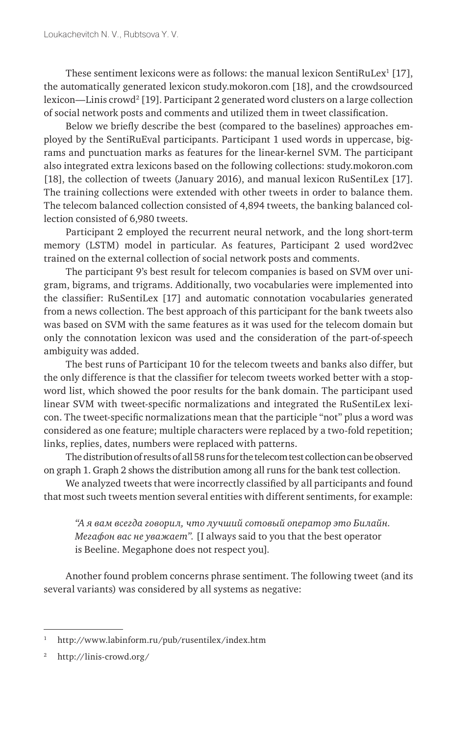These sentiment lexicons were as follows: the manual lexicon SentiRuLex[1] [17], the automatically generated lexicon study.mokoron.com [18], and the crowdsourced lexicon—Linis crowd[2] [19]. Participant 2 generated word clusters on a large collection of social network posts and comments and utilized them in tweet classification.

Below we briefly describe the best (compared to the baselines) approaches employed by the SentiRuEval participants. Participant 1 used words in uppercase, bigrams and punctuation marks as features for the linear-kernel SVM. The participant also integrated extra lexicons based on the following collections: study.mokoron.com [18], the collection of tweets (January 2016), and manual lexicon RuSentiLex [17]. The training collections were extended with other tweets in order to balance them. The telecom balanced collection consisted of 4,894 tweets, the banking balanced collection consisted of 6,980 tweets.

Participant 2 employed the recurrent neural network, and the long short-term memory (LSTM) model in particular. As features, Participant 2 used word2vec trained on the external collection of social network posts and comments.

The participant 9's best result for telecom companies is based on SVM over unigram, bigrams, and trigrams. Additionally, two vocabularies were implemented into the classifier: RuSentiLex [17] and automatic connotation vocabularies generated from a news collection. The best approach of this participant for the bank tweets also was based on SVM with the same features as it was used for the telecom domain but only the connotation lexicon was used and the consideration of the part-of-speech ambiguity was added.

The best runs of Participant 10 for the telecom tweets and banks also differ, but the only difference is that the classifier for telecom tweets worked better with a stop-word list, which showed the poor results for the bank domain. The participant used linear SVM with tweet-specific normalizations and integrated the RuSentiLex lexicon. The tweet-specific normalizations mean that the participle "not" plus a word was considered as one feature; multiple characters were replaced by a two-fold repetition; links, replies, dates, numbers were replaced with patterns.

The distribution of results of all 58 runs for the telecom test collection can be observed on graph 1. Graph 2 shows the distribution among all runs for the bank test collection.

We analyzed tweets that were incorrectly classified by all participants and found that most such tweets mention several entities with different sentiments, for example:

> *"А я вам всегда говорил, что лучший сотовый оператор это Билайн. Мегафон вас не уважает".* [I always said to you that the best operator is Beeline. Megaphone does not respect you].

Another found problem concerns phrase sentiment. The following tweet (and its several variants) was considered by all systems as negative:

---

[1] http://www.labinform.ru/pub/rusentilex/index.htm

[2] http://linis-crowd.org/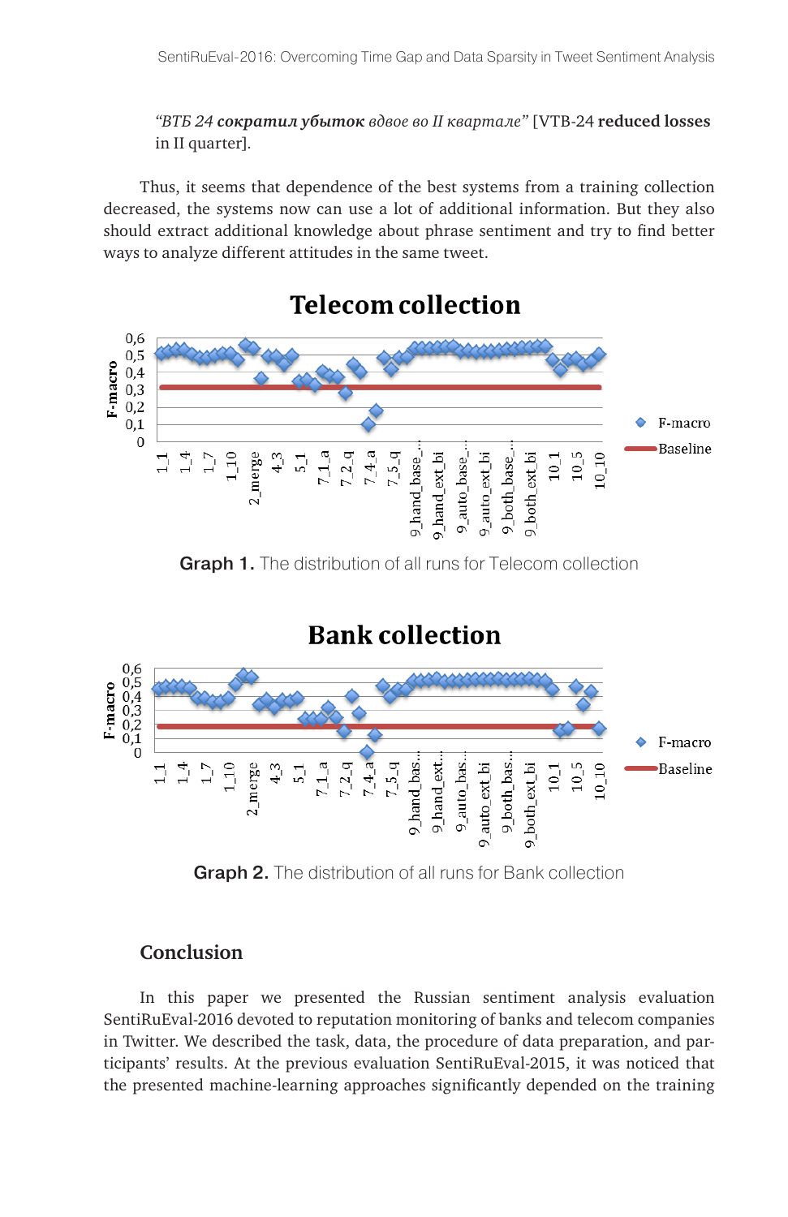*"ВТБ 24* ***сократил убыток*** *вдвое во II квартале"* [VTB-24 **reduced losses** in II quarter].

Thus, it seems that dependence of the best systems from a training collection decreased, the systems now can use a lot of additional information. But they also should extract additional knowledge about phrase sentiment and try to find better ways to analyze different attitudes in the same tweet.

**Graph 1.** The distribution of all runs for Telecom collection

**Graph 2.** The distribution of all runs for Bank collection

## Conclusion

In this paper we presented the Russian sentiment analysis evaluation SentiRuEval-2016 devoted to reputation monitoring of banks and telecom companies in Twitter. We described the task, data, the procedure of data preparation, and participants' results. At the previous evaluation SentiRuEval-2015, it was noticed that the presented machine-learning approaches significantly depended on the training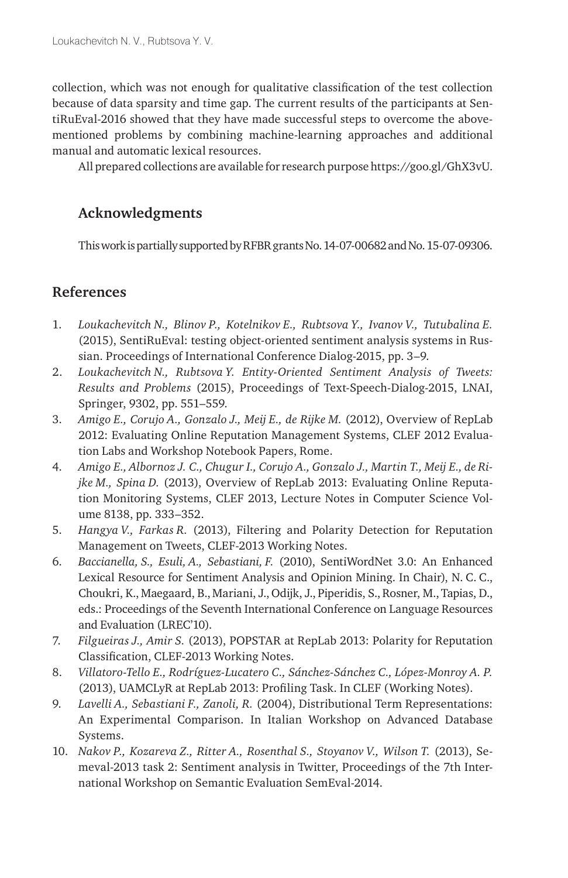collection, which was not enough for qualitative classification of the test collection because of data sparsity and time gap. The current results of the participants at SentiRuEval-2016 showed that they have made successful steps to overcome the above-mentioned problems by combining machine-learning approaches and additional manual and automatic lexical resources.

All prepared collections are available for research purpose https://goo.gl/GhX3vU.

## Acknowledgments

This work is partially supported by RFBR grants No. 14-07-00682 and No. 15-07-09306.

## References

1. *Loukachevitch N., Blinov P., Kotelnikov E., Rubtsova Y., Ivanov V., Tutubalina E.* (2015), SentiRuEval: testing object-oriented sentiment analysis systems in Russian. Proceedings of International Conference Dialog-2015, pp. 3–9.
2. *Loukachevitch N., Rubtsova Y. Entity-Oriented Sentiment Analysis of Tweets: Results and Problems* (2015), Proceedings of Text-Speech-Dialog-2015, LNAI, Springer, 9302, pp. 551–559.
3. *Amigo E., Corujo A., Gonzalo J., Meij E., de Rijke M.* (2012), Overview of RepLab 2012: Evaluating Online Reputation Management Systems, CLEF 2012 Evaluation Labs and Workshop Notebook Papers, Rome.
4. *Amigo E., Albornoz J. C., Chugur I., Corujo A., Gonzalo J., Martin T., Meij E., de Rijke M., Spina D.* (2013), Overview of RepLab 2013: Evaluating Online Reputation Monitoring Systems, CLEF 2013, Lecture Notes in Computer Science Volume 8138, pp. 333–352.
5. *Hangya V., Farkas R.* (2013), Filtering and Polarity Detection for Reputation Management on Tweets, CLEF-2013 Working Notes.
6. *Baccianella, S., Esuli, A., Sebastiani, F.* (2010), SentiWordNet 3.0: An Enhanced Lexical Resource for Sentiment Analysis and Opinion Mining. In Chair), N. C. C., Choukri, K., Maegaard, B., Mariani, J., Odijk, J., Piperidis, S., Rosner, M., Tapias, D., eds.: Proceedings of the Seventh International Conference on Language Resources and Evaluation (LREC'10).
7. *Filgueiras J., Amir S.* (2013), POPSTAR at RepLab 2013: Polarity for Reputation Classification, CLEF-2013 Working Notes.
8. *Villatoro-Tello E., Rodríguez-Lucatero C., Sánchez-Sánchez C., López-Monroy A. P.* (2013), UAMCLyR at RepLab 2013: Profiling Task. In CLEF (Working Notes).
9. *Lavelli A., Sebastiani F., Zanoli, R.* (2004), Distributional Term Representations: An Experimental Comparison. In Italian Workshop on Advanced Database Systems.
10. *Nakov P., Kozareva Z., Ritter A., Rosenthal S., Stoyanov V., Wilson T.* (2013), Semeval-2013 task 2: Sentiment analysis in Twitter, Proceedings of the 7th International Workshop on Semantic Evaluation SemEval-2014.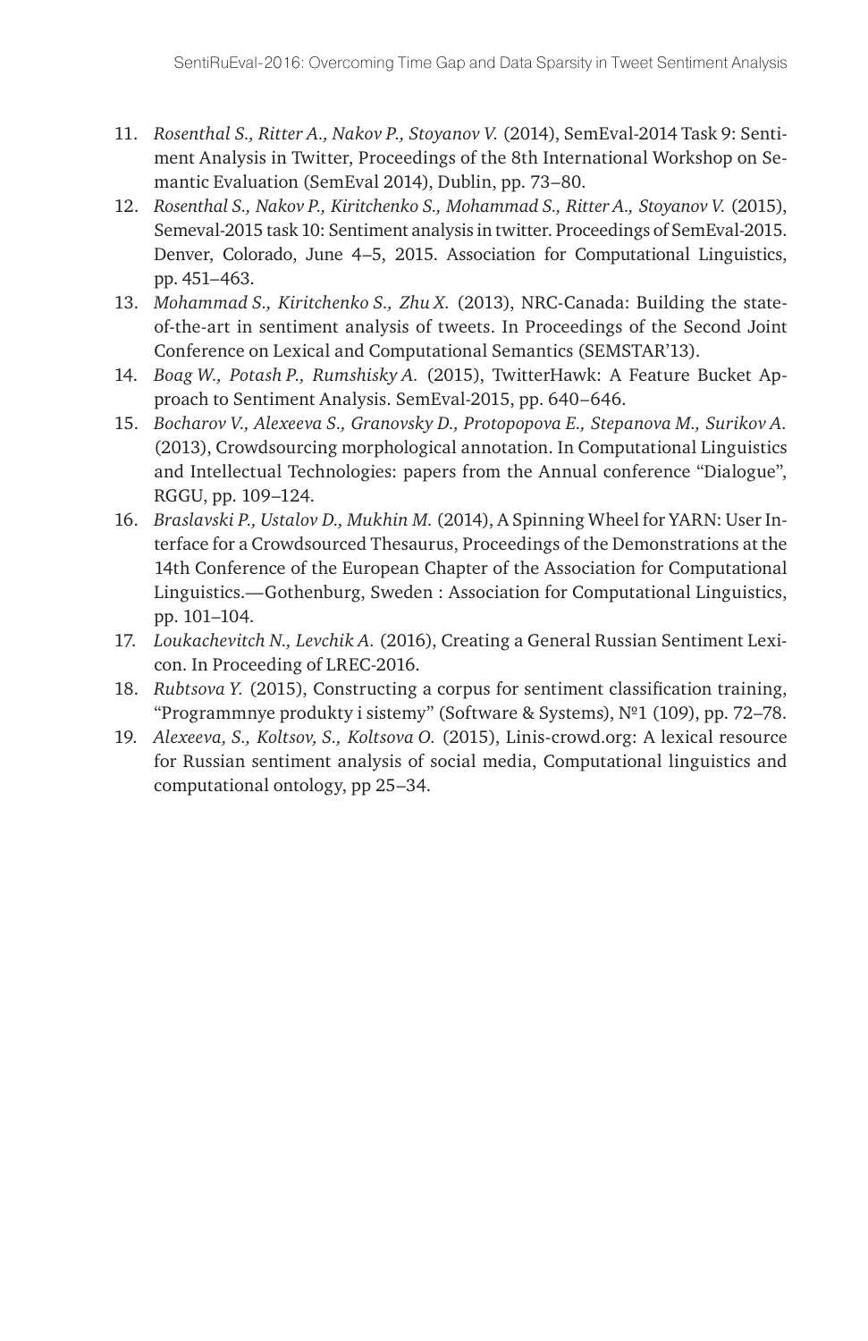11. *Rosenthal S., Ritter A., Nakov P., Stoyanov V.* (2014), SemEval-2014 Task 9: Sentiment Analysis in Twitter, Proceedings of the 8th International Workshop on Semantic Evaluation (SemEval 2014), Dublin, pp. 73–80.
12. *Rosenthal S., Nakov P., Kiritchenko S., Mohammad S., Ritter A., Stoyanov V.* (2015), Semeval-2015 task 10: Sentiment analysis in twitter. Proceedings of SemEval-2015. Denver, Colorado, June 4–5, 2015. Association for Computational Linguistics, pp. 451–463.
13. *Mohammad S., Kiritchenko S., Zhu X.* (2013), NRC-Canada: Building the state-of-the-art in sentiment analysis of tweets. In Proceedings of the Second Joint Conference on Lexical and Computational Semantics (SEMSTAR'13).
14. *Boag W., Potash P., Rumshisky A.* (2015), TwitterHawk: A Feature Bucket Approach to Sentiment Analysis. SemEval-2015, pp. 640–646.
15. *Bocharov V., Alexeeva S., Granovsky D., Protopopova E., Stepanova M., Surikov A.* (2013), Crowdsourcing morphological annotation. In Computational Linguistics and Intellectual Technologies: papers from the Annual conference "Dialogue", RGGU, pp. 109–124.
16. *Braslavski P., Ustalov D., Mukhin M.* (2014), A Spinning Wheel for YARN: User Interface for a Crowdsourced Thesaurus, Proceedings of the Demonstrations at the 14th Conference of the European Chapter of the Association for Computational Linguistics.—Gothenburg, Sweden : Association for Computational Linguistics, pp. 101–104.
17. *Loukachevitch N., Levchik A.* (2016), Creating a General Russian Sentiment Lexicon. In Proceeding of LREC-2016.
18. *Rubtsova Y.* (2015), Constructing a corpus for sentiment classification training, "Programmnye produkty i sistemy" (Software & Systems), №1 (109), pp. 72–78.
19. *Alexeeva, S., Koltsov, S., Koltsova O.* (2015), Linis-crowd.org: A lexical resource for Russian sentiment analysis of social media, Computational linguistics and computational ontology, pp 25–34.